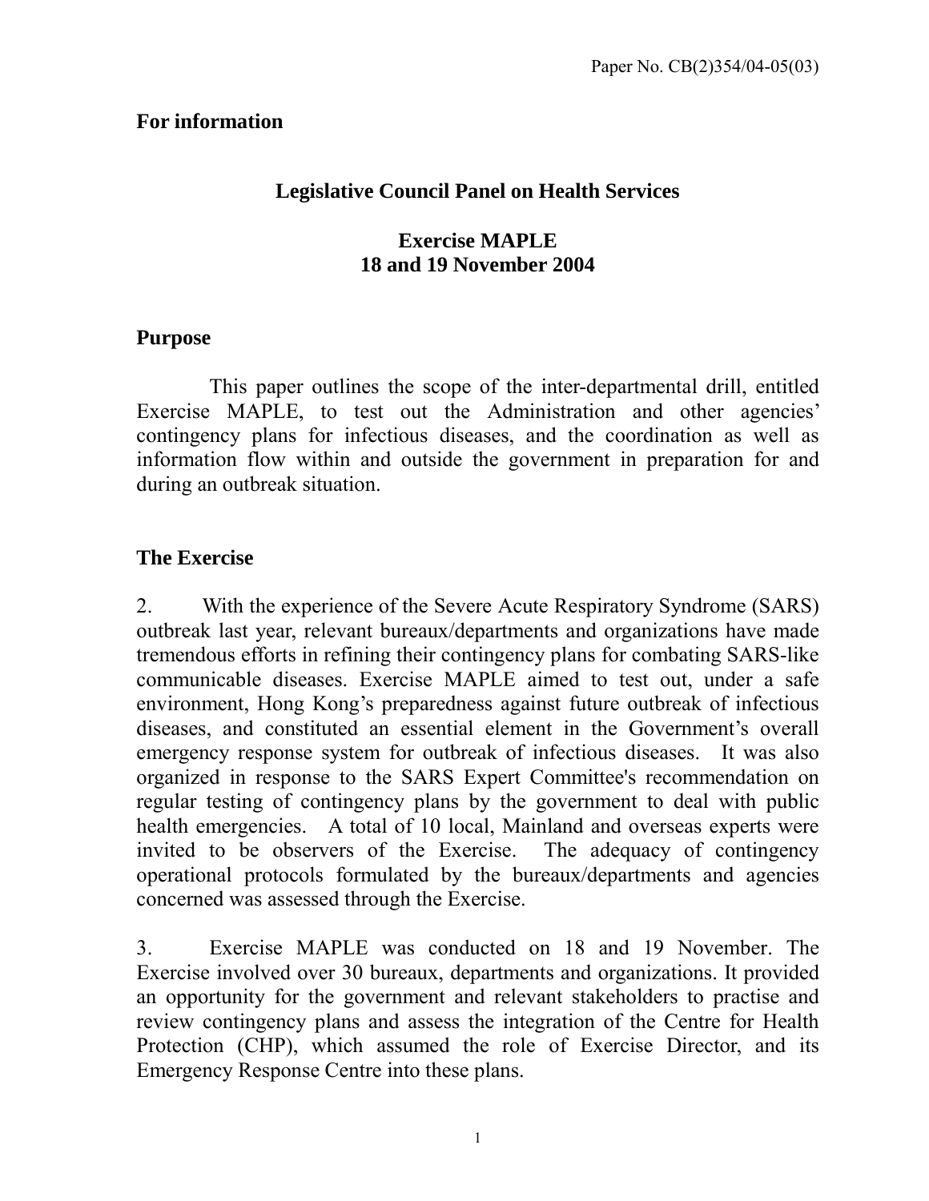Paper No. CB(2)354/04-05(03)

**For information**

## Legislative Council Panel on Health Services

## Exercise MAPLE
## 18 and 19 November 2004

### Purpose

This paper outlines the scope of the inter-departmental drill, entitled Exercise MAPLE, to test out the Administration and other agencies' contingency plans for infectious diseases, and the coordination as well as information flow within and outside the government in preparation for and during an outbreak situation.

### The Exercise

2. With the experience of the Severe Acute Respiratory Syndrome (SARS) outbreak last year, relevant bureaux/departments and organizations have made tremendous efforts in refining their contingency plans for combating SARS-like communicable diseases. Exercise MAPLE aimed to test out, under a safe environment, Hong Kong's preparedness against future outbreak of infectious diseases, and constituted an essential element in the Government's overall emergency response system for outbreak of infectious diseases. It was also organized in response to the SARS Expert Committee's recommendation on regular testing of contingency plans by the government to deal with public health emergencies. A total of 10 local, Mainland and overseas experts were invited to be observers of the Exercise. The adequacy of contingency operational protocols formulated by the bureaux/departments and agencies concerned was assessed through the Exercise.

3. Exercise MAPLE was conducted on 18 and 19 November. The Exercise involved over 30 bureaux, departments and organizations. It provided an opportunity for the government and relevant stakeholders to practise and review contingency plans and assess the integration of the Centre for Health Protection (CHP), which assumed the role of Exercise Director, and its Emergency Response Centre into these plans.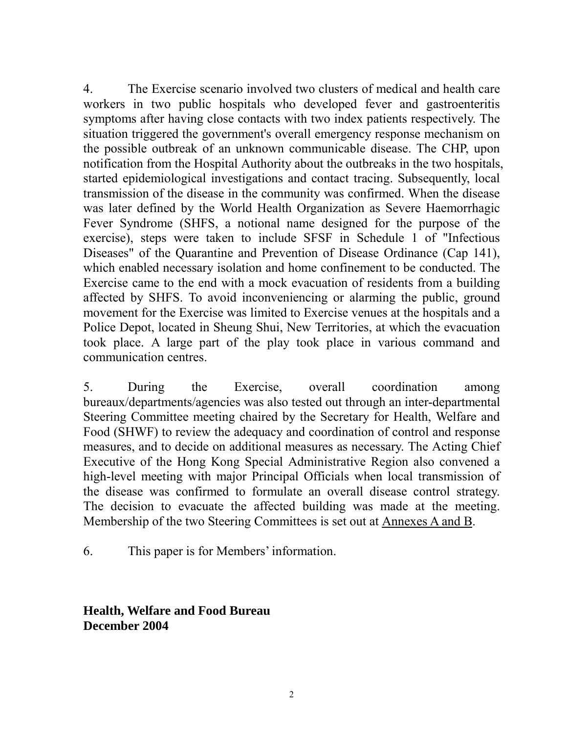4. The Exercise scenario involved two clusters of medical and health care workers in two public hospitals who developed fever and gastroenteritis symptoms after having close contacts with two index patients respectively. The situation triggered the government's overall emergency response mechanism on the possible outbreak of an unknown communicable disease. The CHP, upon notification from the Hospital Authority about the outbreaks in the two hospitals, started epidemiological investigations and contact tracing. Subsequently, local transmission of the disease in the community was confirmed. When the disease was later defined by the World Health Organization as Severe Haemorrhagic Fever Syndrome (SHFS, a notional name designed for the purpose of the exercise), steps were taken to include SFSF in Schedule 1 of "Infectious Diseases" of the Quarantine and Prevention of Disease Ordinance (Cap 141), which enabled necessary isolation and home confinement to be conducted. The Exercise came to the end with a mock evacuation of residents from a building affected by SHFS. To avoid inconveniencing or alarming the public, ground movement for the Exercise was limited to Exercise venues at the hospitals and a Police Depot, located in Sheung Shui, New Territories, at which the evacuation took place. A large part of the play took place in various command and communication centres.

5. During the Exercise, overall coordination among bureaux/departments/agencies was also tested out through an inter-departmental Steering Committee meeting chaired by the Secretary for Health, Welfare and Food (SHWF) to review the adequacy and coordination of control and response measures, and to decide on additional measures as necessary. The Acting Chief Executive of the Hong Kong Special Administrative Region also convened a high-level meeting with major Principal Officials when local transmission of the disease was confirmed to formulate an overall disease control strategy. The decision to evacuate the affected building was made at the meeting. Membership of the two Steering Committees is set out at Annexes A and B.

6. This paper is for Members' information.

**Health, Welfare and Food Bureau**
**December 2004**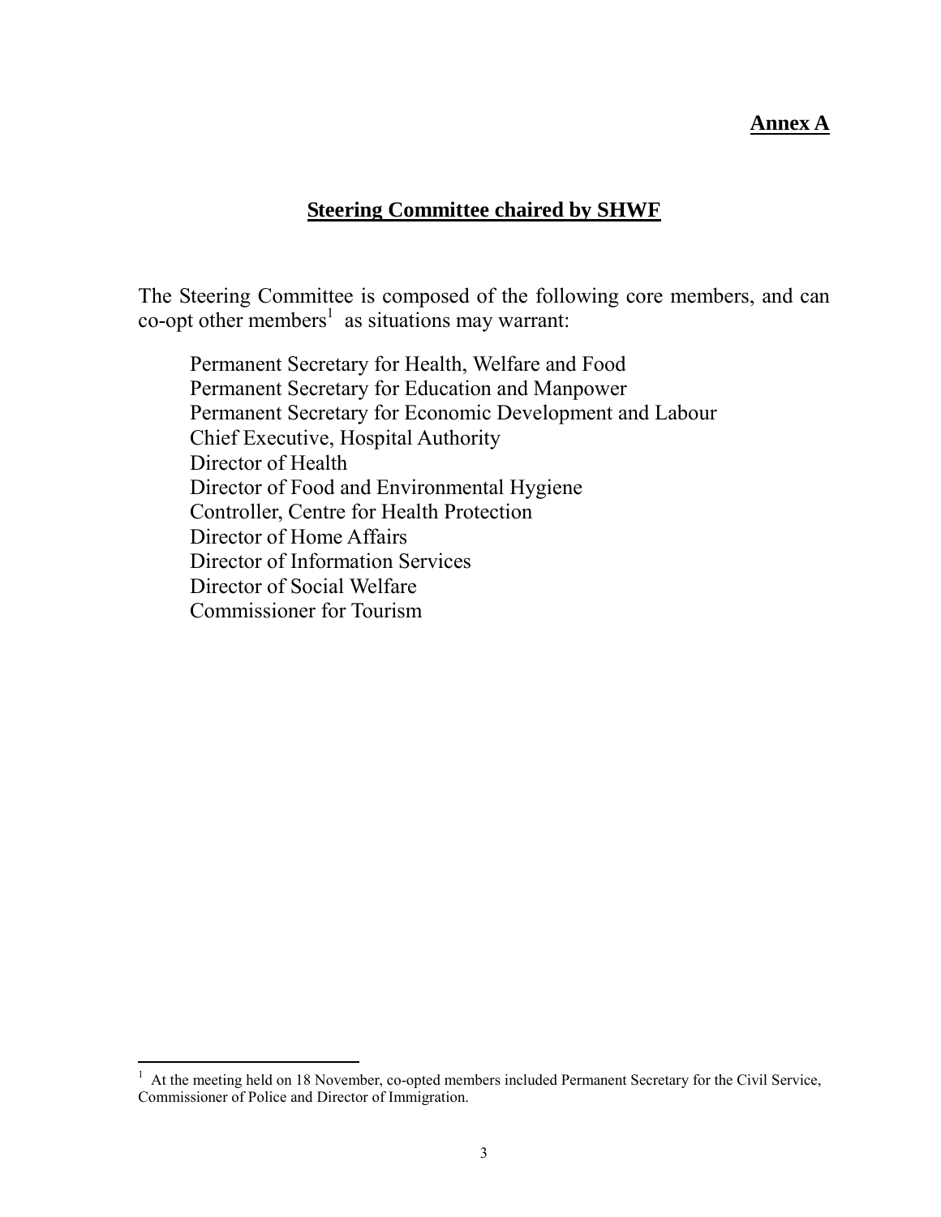**Annex A**

## Steering Committee chaired by SHWF

The Steering Committee is composed of the following core members, and can co-opt other members[1] as situations may warrant:

Permanent Secretary for Health, Welfare and Food
Permanent Secretary for Education and Manpower
Permanent Secretary for Economic Development and Labour
Chief Executive, Hospital Authority
Director of Health
Director of Food and Environmental Hygiene
Controller, Centre for Health Protection
Director of Home Affairs
Director of Information Services
Director of Social Welfare
Commissioner for Tourism

---

[1] At the meeting held on 18 November, co-opted members included Permanent Secretary for the Civil Service, Commissioner of Police and Director of Immigration.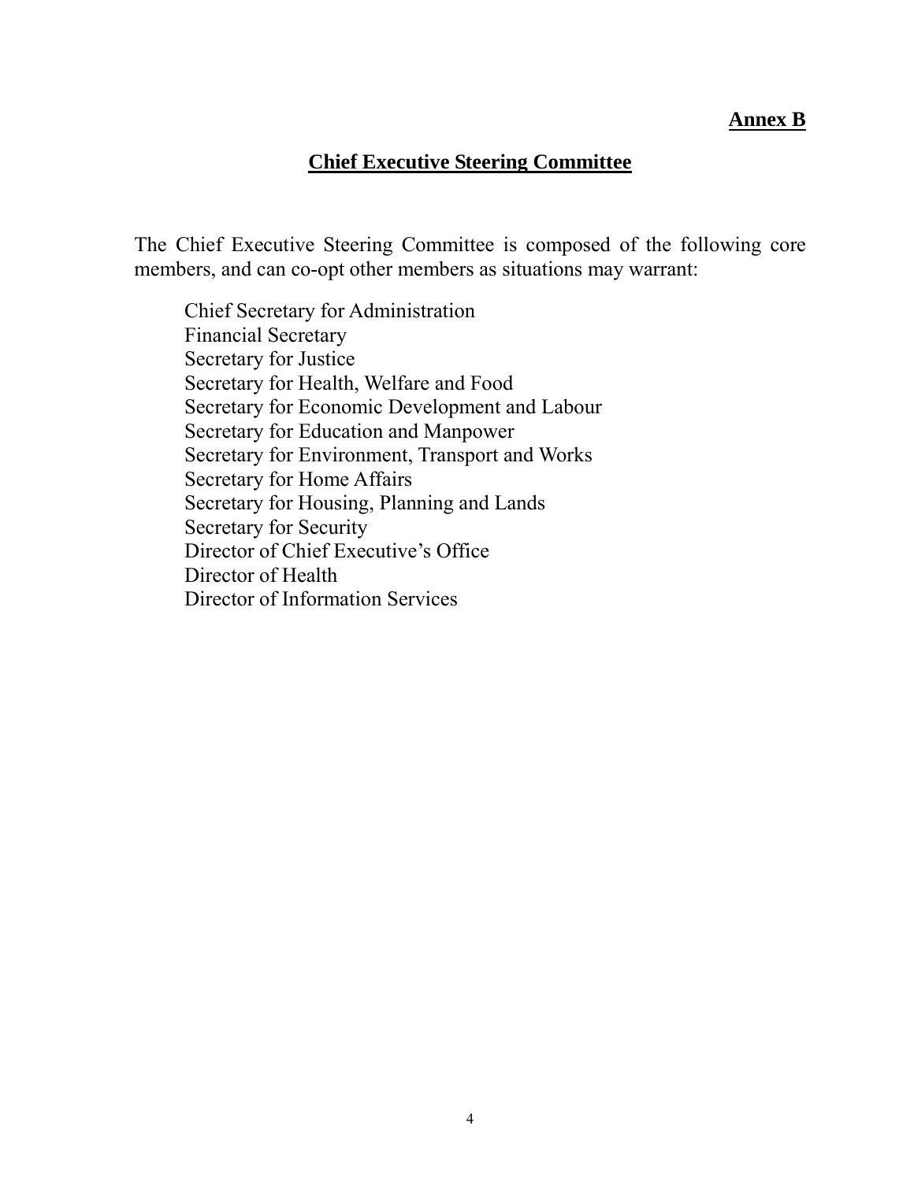**Annex B**

# Chief Executive Steering Committee

The Chief Executive Steering Committee is composed of the following core members, and can co-opt other members as situations may warrant:

Chief Secretary for Administration
Financial Secretary
Secretary for Justice
Secretary for Health, Welfare and Food
Secretary for Economic Development and Labour
Secretary for Education and Manpower
Secretary for Environment, Transport and Works
Secretary for Home Affairs
Secretary for Housing, Planning and Lands
Secretary for Security
Director of Chief Executive's Office
Director of Health
Director of Information Services